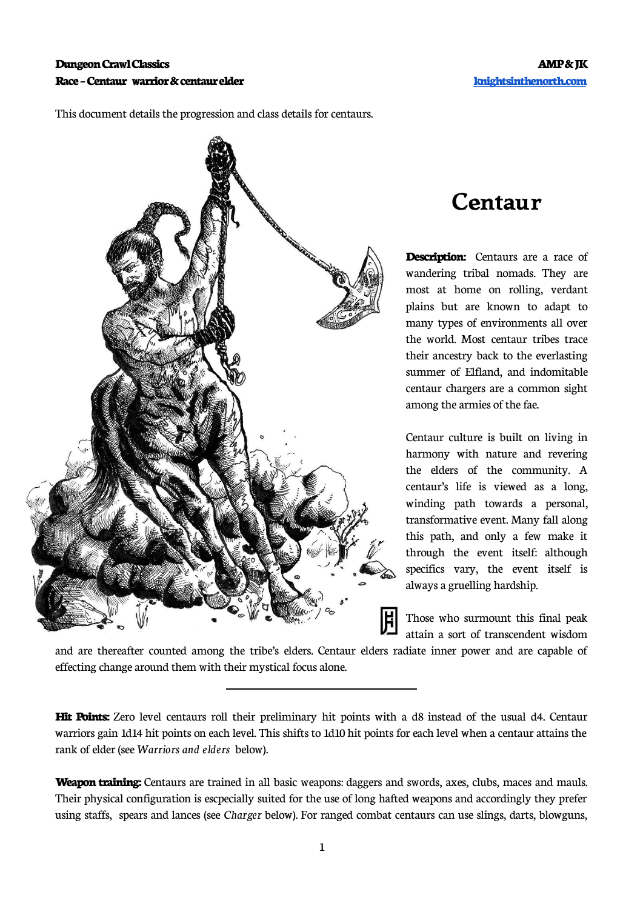This document details the progression and class details for centaurs.

# Centaur

**Description:** Centaurs are a race of wandering tribal nomads. They are most at home on rolling, verdant plains but are known to adapt to many types of environments all over the world. Most centaur tribes trace their ancestry back to the everlasting summer of Elfland, and indomitable centaur chargers are a common sight among the armies of the fae.

Centaur culture is built on living in harmony with nature and revering the elders of the community. A centaur's life is viewed as a long, winding path towards a personal, transformative event. Many fall along this path, and only a few make it through the event itself: although specifics vary, the event itself is always a gruelling hardship.

Those who surmount this final peak attain a sort of transcendent wisdom and are thereafter counted among the tribe's elders. Centaur elders radiate inner power and are capable of effecting change around them with their mystical focus alone.

---

**Hit Points:** Zero level centaurs roll their preliminary hit points with a d8 instead of the usual d4. Centaur warriors gain 1d14 hit points on each level. This shifts to 1d10 hit points for each level when a centaur attains the rank of elder (see *Warriors and elders* below).

**Weapon training:** Centaurs are trained in all basic weapons: daggers and swords, axes, clubs, maces and mauls. Their physical configuration is escpecially suited for the use of long hafted weapons and accordingly they prefer using staffs, spears and lances (see *Charger* below). For ranged combat centaurs can use slings, darts, blowguns,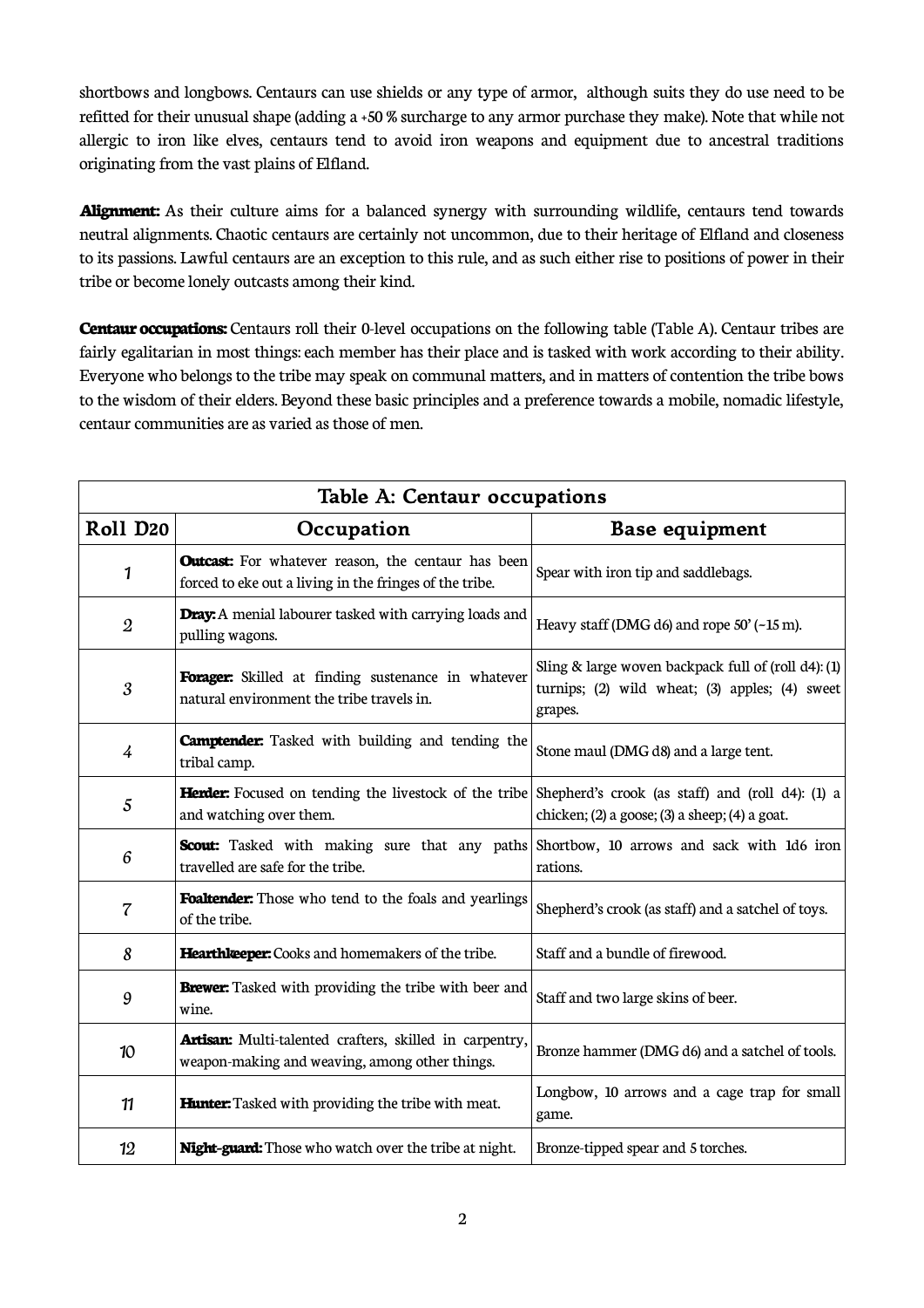shortbows and longbows. Centaurs can use shields or any type of armor, although suits they do use need to be refitted for their unusual shape (adding a +50 % surcharge to any armor purchase they make). Note that while not allergic to iron like elves, centaurs tend to avoid iron weapons and equipment due to ancestral traditions originating from the vast plains of Elfland.

**Alignment:** As their culture aims for a balanced synergy with surrounding wildlife, centaurs tend towards neutral alignments. Chaotic centaurs are certainly not uncommon, due to their heritage of Elfland and closeness to its passions. Lawful centaurs are an exception to this rule, and as such either rise to positions of power in their tribe or become lonely outcasts among their kind.

**Centaur occupations:** Centaurs roll their 0-level occupations on the following table (Table A). Centaur tribes are fairly egalitarian in most things: each member has their place and is tasked with work according to their ability. Everyone who belongs to the tribe may speak on communal matters, and in matters of contention the tribe bows to the wisdom of their elders. Beyond these basic principles and a preference towards a mobile, nomadic lifestyle, centaur communities are as varied as those of men.

| Table A: Centaur occupations | | |
|---|---|---|
| **Roll D20** | **Occupation** | **Base equipment** |
| 1 | **Outcast:** For whatever reason, the centaur has been forced to eke out a living in the fringes of the tribe. | Spear with iron tip and saddlebags. |
| 2 | **Dray:** A menial labourer tasked with carrying loads and pulling wagons. | Heavy staff (DMG d6) and rope 50' (~15 m). |
| 3 | **Forager:** Skilled at finding sustenance in whatever natural environment the tribe travels in. | Sling & large woven backpack full of (roll d4): (1) turnips; (2) wild wheat; (3) apples; (4) sweet grapes. |
| 4 | **Camptender:** Tasked with building and tending the tribal camp. | Stone maul (DMG d8) and a large tent. |
| 5 | **Herder:** Focused on tending the livestock of the tribe and watching over them. | Shepherd's crook (as staff) and (roll d4): (1) a chicken; (2) a goose; (3) a sheep; (4) a goat. |
| 6 | **Scout:** Tasked with making sure that any paths travelled are safe for the tribe. | Shortbow, 10 arrows and sack with 1d6 iron rations. |
| 7 | **Foaltender:** Those who tend to the foals and yearlings of the tribe. | Shepherd's crook (as staff) and a satchel of toys. |
| 8 | **Hearthkeeper:** Cooks and homemakers of the tribe. | Staff and a bundle of firewood. |
| 9 | **Brewer:** Tasked with providing the tribe with beer and wine. | Staff and two large skins of beer. |
| 10 | **Artisan:** Multi-talented crafters, skilled in carpentry, weapon-making and weaving, among other things. | Bronze hammer (DMG d6) and a satchel of tools. |
| 11 | **Hunter:** Tasked with providing the tribe with meat. | Longbow, 10 arrows and a cage trap for small game. |
| 12 | **Night-guard:** Those who watch over the tribe at night. | Bronze-tipped spear and 5 torches. |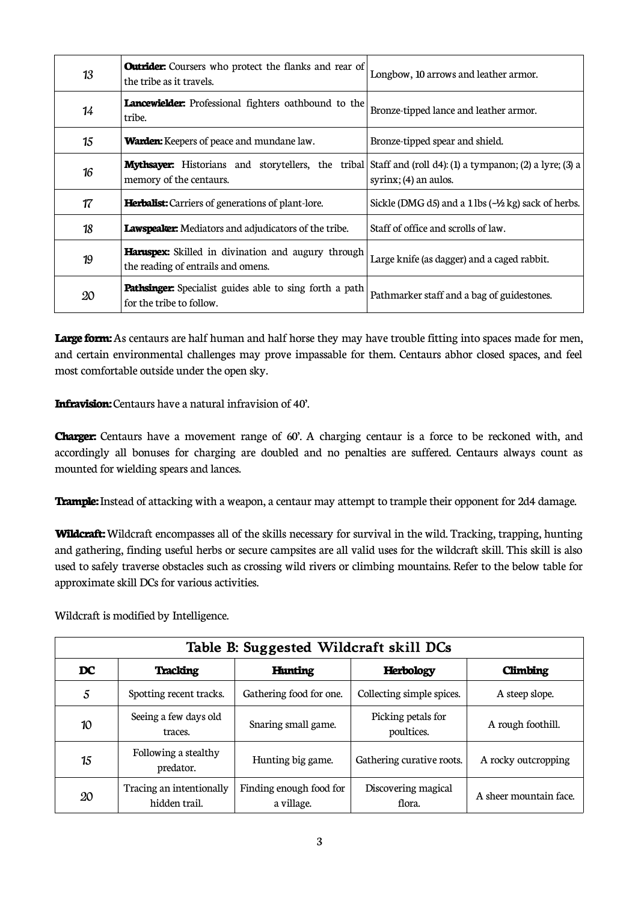| | | |
|---|---|---|
| 13 | **Outrider:** Coursers who protect the flanks and rear of the tribe as it travels. | Longbow, 10 arrows and leather armor. |
| 14 | **Lancewielder:** Professional fighters oathbound to the tribe. | Bronze-tipped lance and leather armor. |
| 15 | **Warden:** Keepers of peace and mundane law. | Bronze-tipped spear and shield. |
| 16 | **Mythsayer:** Historians and storytellers, the tribal memory of the centaurs. | Staff and (roll d4): (1) a tympanon; (2) a lyre; (3) a syrinx; (4) an aulos. |
| 17 | **Herbalist:** Carriers of generations of plant-lore. | Sickle (DMG d5) and a 1 lbs (~½ kg) sack of herbs. |
| 18 | **Lawspeaker:** Mediators and adjudicators of the tribe. | Staff of office and scrolls of law. |
| 19 | **Haruspex:** Skilled in divination and augury through the reading of entrails and omens. | Large knife (as dagger) and a caged rabbit. |
| 20 | **Pathsinger:** Specialist guides able to sing forth a path for the tribe to follow. | Pathmarker staff and a bag of guidestones. |

**Large form:** As centaurs are half human and half horse they may have trouble fitting into spaces made for men, and certain environmental challenges may prove impassable for them. Centaurs abhor closed spaces, and feel most comfortable outside under the open sky.

**Infravision:** Centaurs have a natural infravision of 40'.

**Charger:** Centaurs have a movement range of 60'. A charging centaur is a force to be reckoned with, and accordingly all bonuses for charging are doubled and no penalties are suffered. Centaurs always count as mounted for wielding spears and lances.

**Trample:** Instead of attacking with a weapon, a centaur may attempt to trample their opponent for 2d4 damage.

**Wildcraft:** Wildcraft encompasses all of the skills necessary for survival in the wild. Tracking, trapping, hunting and gathering, finding useful herbs or secure campsites are all valid uses for the wildcraft skill. This skill is also used to safely traverse obstacles such as crossing wild rivers or climbing mountains. Refer to the below table for approximate skill DCs for various activities.

Wildcraft is modified by Intelligence.

**Table B: Suggested Wildcraft skill DCs**

| DC | Tracking | Hunting | Herbology | Climbing |
|---|---|---|---|---|
| 5 | Spotting recent tracks. | Gathering food for one. | Collecting simple spices. | A steep slope. |
| 10 | Seeing a few days old traces. | Snaring small game. | Picking petals for poultices. | A rough foothill. |
| 15 | Following a stealthy predator. | Hunting big game. | Gathering curative roots. | A rocky outcropping |
| 20 | Tracing an intentionally hidden trail. | Finding enough food for a village. | Discovering magical flora. | A sheer mountain face. |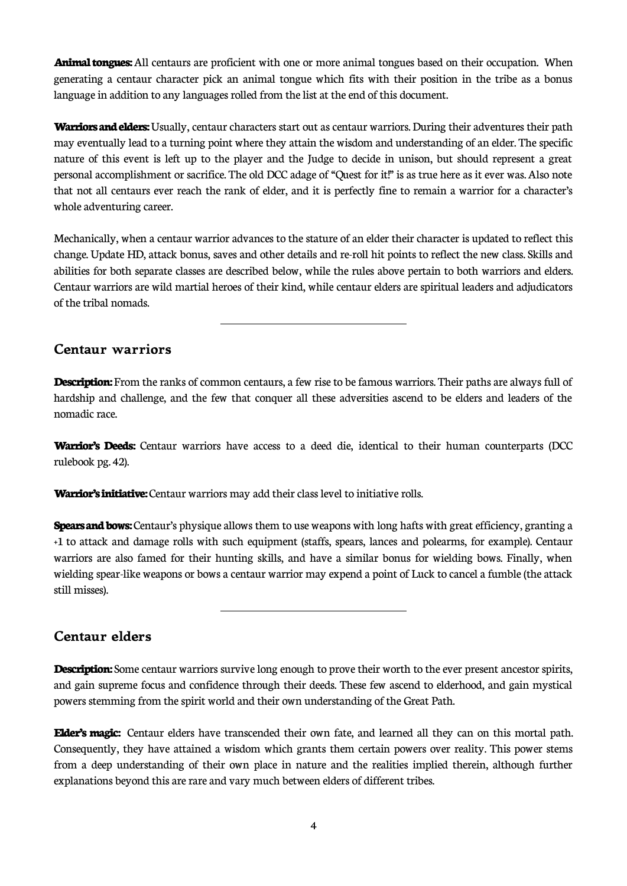**Animal tongues:** All centaurs are proficient with one or more animal tongues based on their occupation. When generating a centaur character pick an animal tongue which fits with their position in the tribe as a bonus language in addition to any languages rolled from the list at the end of this document.

**Warriors and elders:** Usually, centaur characters start out as centaur warriors. During their adventures their path may eventually lead to a turning point where they attain the wisdom and understanding of an elder. The specific nature of this event is left up to the player and the Judge to decide in unison, but should represent a great personal accomplishment or sacrifice. The old DCC adage of "Quest for it!" is as true here as it ever was. Also note that not all centaurs ever reach the rank of elder, and it is perfectly fine to remain a warrior for a character's whole adventuring career.

Mechanically, when a centaur warrior advances to the stature of an elder their character is updated to reflect this change. Update HD, attack bonus, saves and other details and re-roll hit points to reflect the new class. Skills and abilities for both separate classes are described below, while the rules above pertain to both warriors and elders. Centaur warriors are wild martial heroes of their kind, while centaur elders are spiritual leaders and adjudicators of the tribal nomads.

---

## Centaur warriors

**Description:** From the ranks of common centaurs, a few rise to be famous warriors. Their paths are always full of hardship and challenge, and the few that conquer all these adversities ascend to be elders and leaders of the nomadic race.

**Warrior's Deeds:** Centaur warriors have access to a deed die, identical to their human counterparts (DCC rulebook pg. 42).

**Warrior's initiative:** Centaur warriors may add their class level to initiative rolls.

**Spears and bows:** Centaur's physique allows them to use weapons with long hafts with great efficiency, granting a +1 to attack and damage rolls with such equipment (staffs, spears, lances and polearms, for example). Centaur warriors are also famed for their hunting skills, and have a similar bonus for wielding bows. Finally, when wielding spear-like weapons or bows a centaur warrior may expend a point of Luck to cancel a fumble (the attack still misses).

---

## Centaur elders

**Description:** Some centaur warriors survive long enough to prove their worth to the ever present ancestor spirits, and gain supreme focus and confidence through their deeds. These few ascend to elderhood, and gain mystical powers stemming from the spirit world and their own understanding of the Great Path.

**Elder's magic:** Centaur elders have transcended their own fate, and learned all they can on this mortal path. Consequently, they have attained a wisdom which grants them certain powers over reality. This power stems from a deep understanding of their own place in nature and the realities implied therein, although further explanations beyond this are rare and vary much between elders of different tribes.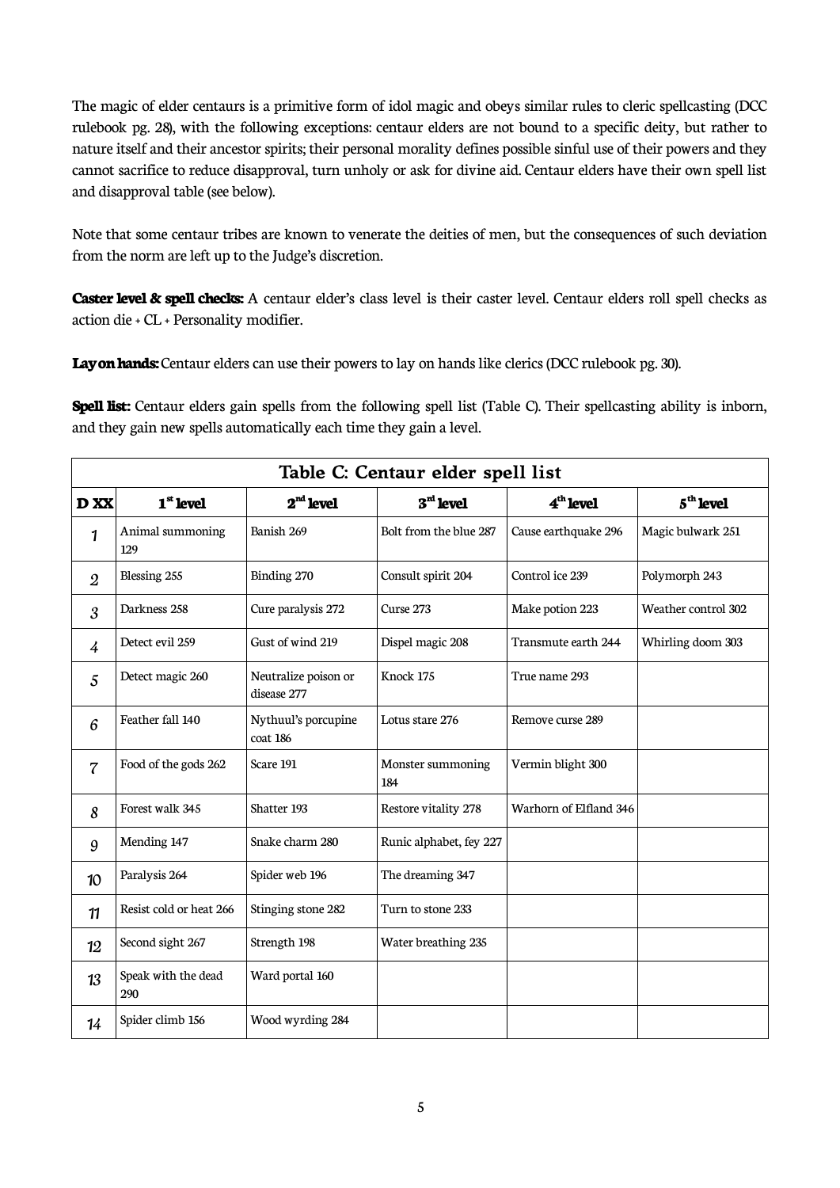The magic of elder centaurs is a primitive form of idol magic and obeys similar rules to cleric spellcasting (DCC rulebook pg. 28), with the following exceptions: centaur elders are not bound to a specific deity, but rather to nature itself and their ancestor spirits; their personal morality defines possible sinful use of their powers and they cannot sacrifice to reduce disapproval, turn unholy or ask for divine aid. Centaur elders have their own spell list and disapproval table (see below).

Note that some centaur tribes are known to venerate the deities of men, but the consequences of such deviation from the norm are left up to the Judge's discretion.

**Caster level & spell checks:** A centaur elder's class level is their caster level. Centaur elders roll spell checks as action die + CL + Personality modifier.

**Lay on hands:** Centaur elders can use their powers to lay on hands like clerics (DCC rulebook pg. 30).

**Spell list:** Centaur elders gain spells from the following spell list (Table C). Their spellcasting ability is inborn, and they gain new spells automatically each time they gain a level.

**Table C: Centaur elder spell list**

| D XX | 1st level | 2nd level | 3rd level | 4th level | 5th level |
|---|---|---|---|---|---|
| 1 | Animal summoning 129 | Banish 269 | Bolt from the blue 287 | Cause earthquake 296 | Magic bulwark 251 |
| 2 | Blessing 255 | Binding 270 | Consult spirit 204 | Control ice 239 | Polymorph 243 |
| 3 | Darkness 258 | Cure paralysis 272 | Curse 273 | Make potion 223 | Weather control 302 |
| 4 | Detect evil 259 | Gust of wind 219 | Dispel magic 208 | Transmute earth 244 | Whirling doom 303 |
| 5 | Detect magic 260 | Neutralize poison or disease 277 | Knock 175 | True name 293 | |
| 6 | Feather fall 140 | Nythuul's porcupine coat 186 | Lotus stare 276 | Remove curse 289 | |
| 7 | Food of the gods 262 | Scare 191 | Monster summoning 184 | Vermin blight 300 | |
| 8 | Forest walk 345 | Shatter 193 | Restore vitality 278 | Warhorn of Elfland 346 | |
| 9 | Mending 147 | Snake charm 280 | Runic alphabet, fey 227 | | |
| 10 | Paralysis 264 | Spider web 196 | The dreaming 347 | | |
| 11 | Resist cold or heat 266 | Stinging stone 282 | Turn to stone 233 | | |
| 12 | Second sight 267 | Strength 198 | Water breathing 235 | | |
| 13 | Speak with the dead 290 | Ward portal 160 | | | |
| 14 | Spider climb 156 | Wood wyrding 284 | | | |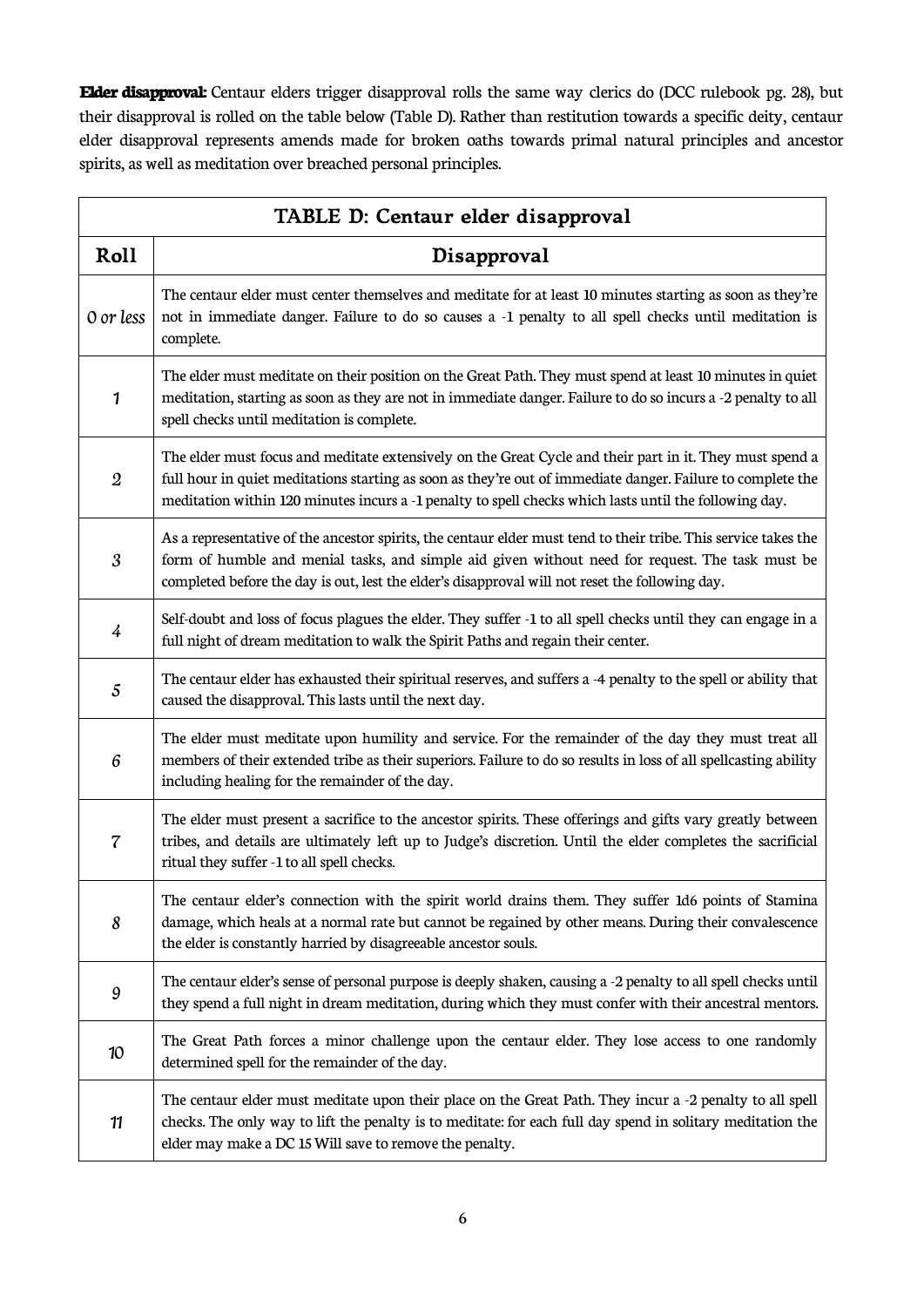**Elder disapproval:** Centaur elders trigger disapproval rolls the same way clerics do (DCC rulebook pg. 28), but their disapproval is rolled on the table below (Table D). Rather than restitution towards a specific deity, centaur elder disapproval represents amends made for broken oaths towards primal natural principles and ancestor spirits, as well as meditation over breached personal principles.

| TABLE D: Centaur elder disapproval | |
|---|---|
| **Roll** | **Disapproval** |
| *0 or less* | The centaur elder must center themselves and meditate for at least 10 minutes starting as soon as they're not in immediate danger. Failure to do so causes a -1 penalty to all spell checks until meditation is complete. |
| *1* | The elder must meditate on their position on the Great Path. They must spend at least 10 minutes in quiet meditation, starting as soon as they are not in immediate danger. Failure to do so incurs a -2 penalty to all spell checks until meditation is complete. |
| *2* | The elder must focus and meditate extensively on the Great Cycle and their part in it. They must spend a full hour in quiet meditations starting as soon as they're out of immediate danger. Failure to complete the meditation within 120 minutes incurs a -1 penalty to spell checks which lasts until the following day. |
| *3* | As a representative of the ancestor spirits, the centaur elder must tend to their tribe. This service takes the form of humble and menial tasks, and simple aid given without need for request. The task must be completed before the day is out, lest the elder's disapproval will not reset the following day. |
| *4* | Self-doubt and loss of focus plagues the elder. They suffer -1 to all spell checks until they can engage in a full night of dream meditation to walk the Spirit Paths and regain their center. |
| *5* | The centaur elder has exhausted their spiritual reserves, and suffers a -4 penalty to the spell or ability that caused the disapproval. This lasts until the next day. |
| *6* | The elder must meditate upon humility and service. For the remainder of the day they must treat all members of their extended tribe as their superiors. Failure to do so results in loss of all spellcasting ability including healing for the remainder of the day. |
| *7* | The elder must present a sacrifice to the ancestor spirits. These offerings and gifts vary greatly between tribes, and details are ultimately left up to Judge's discretion. Until the elder completes the sacrificial ritual they suffer -1 to all spell checks. |
| *8* | The centaur elder's connection with the spirit world drains them. They suffer 1d6 points of Stamina damage, which heals at a normal rate but cannot be regained by other means. During their convalescence the elder is constantly harried by disagreeable ancestor souls. |
| *9* | The centaur elder's sense of personal purpose is deeply shaken, causing a -2 penalty to all spell checks until they spend a full night in dream meditation, during which they must confer with their ancestral mentors. |
| *10* | The Great Path forces a minor challenge upon the centaur elder. They lose access to one randomly determined spell for the remainder of the day. |
| *11* | The centaur elder must meditate upon their place on the Great Path. They incur a -2 penalty to all spell checks. The only way to lift the penalty is to meditate: for each full day spend in solitary meditation the elder may make a DC 15 Will save to remove the penalty. |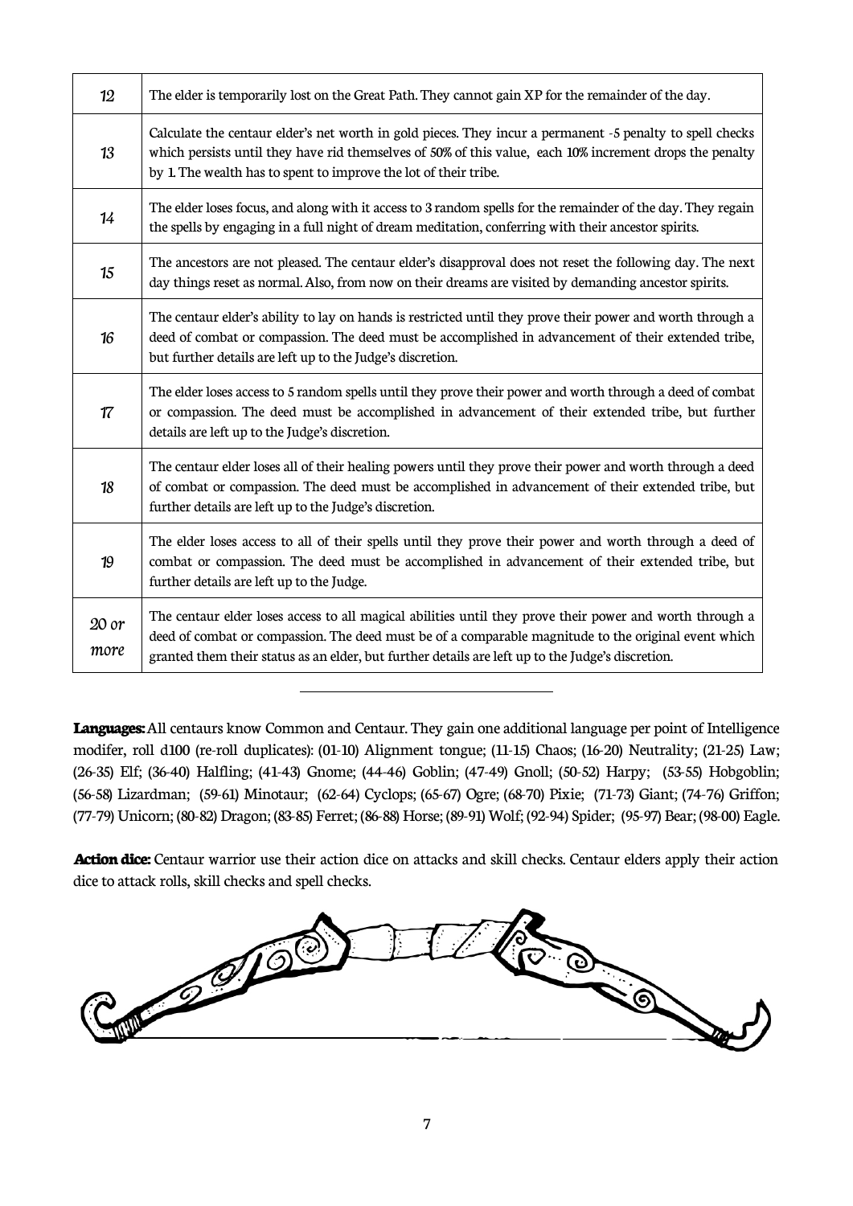| | |
|---|---|
| 12 | The elder is temporarily lost on the Great Path. They cannot gain XP for the remainder of the day. |
| 13 | Calculate the centaur elder's net worth in gold pieces. They incur a permanent -5 penalty to spell checks which persists until they have rid themselves of 50% of this value, each 10% increment drops the penalty by 1. The wealth has to spent to improve the lot of their tribe. |
| 14 | The elder loses focus, and along with it access to 3 random spells for the remainder of the day. They regain the spells by engaging in a full night of dream meditation, conferring with their ancestor spirits. |
| 15 | The ancestors are not pleased. The centaur elder's disapproval does not reset the following day. The next day things reset as normal. Also, from now on their dreams are visited by demanding ancestor spirits. |
| 16 | The centaur elder's ability to lay on hands is restricted until they prove their power and worth through a deed of combat or compassion. The deed must be accomplished in advancement of their extended tribe, but further details are left up to the Judge's discretion. |
| 17 | The elder loses access to 5 random spells until they prove their power and worth through a deed of combat or compassion. The deed must be accomplished in advancement of their extended tribe, but further details are left up to the Judge's discretion. |
| 18 | The centaur elder loses all of their healing powers until they prove their power and worth through a deed of combat or compassion. The deed must be accomplished in advancement of their extended tribe, but further details are left up to the Judge's discretion. |
| 19 | The elder loses access to all of their spells until they prove their power and worth through a deed of combat or compassion. The deed must be accomplished in advancement of their extended tribe, but further details are left up to the Judge. |
| *20 or more* | The centaur elder loses access to all magical abilities until they prove their power and worth through a deed of combat or compassion. The deed must be of a comparable magnitude to the original event which granted them their status as an elder, but further details are left up to the Judge's discretion. |

---

**Languages:** All centaurs know Common and Centaur. They gain one additional language per point of Intelligence modifer, roll d100 (re-roll duplicates): (01-10) Alignment tongue; (11-15) Chaos; (16-20) Neutrality; (21-25) Law; (26-35) Elf; (36-40) Halfling; (41-43) Gnome; (44-46) Goblin; (47-49) Gnoll; (50-52) Harpy; (53-55) Hobgoblin; (56-58) Lizardman; (59-61) Minotaur; (62-64) Cyclops; (65-67) Ogre; (68-70) Pixie; (71-73) Giant; (74-76) Griffon; (77-79) Unicorn; (80-82) Dragon; (83-85) Ferret; (86-88) Horse; (89-91) Wolf; (92-94) Spider; (95-97) Bear; (98-00) Eagle.

**Action dice:** Centaur warrior use their action dice on attacks and skill checks. Centaur elders apply their action dice to attack rolls, skill checks and spell checks.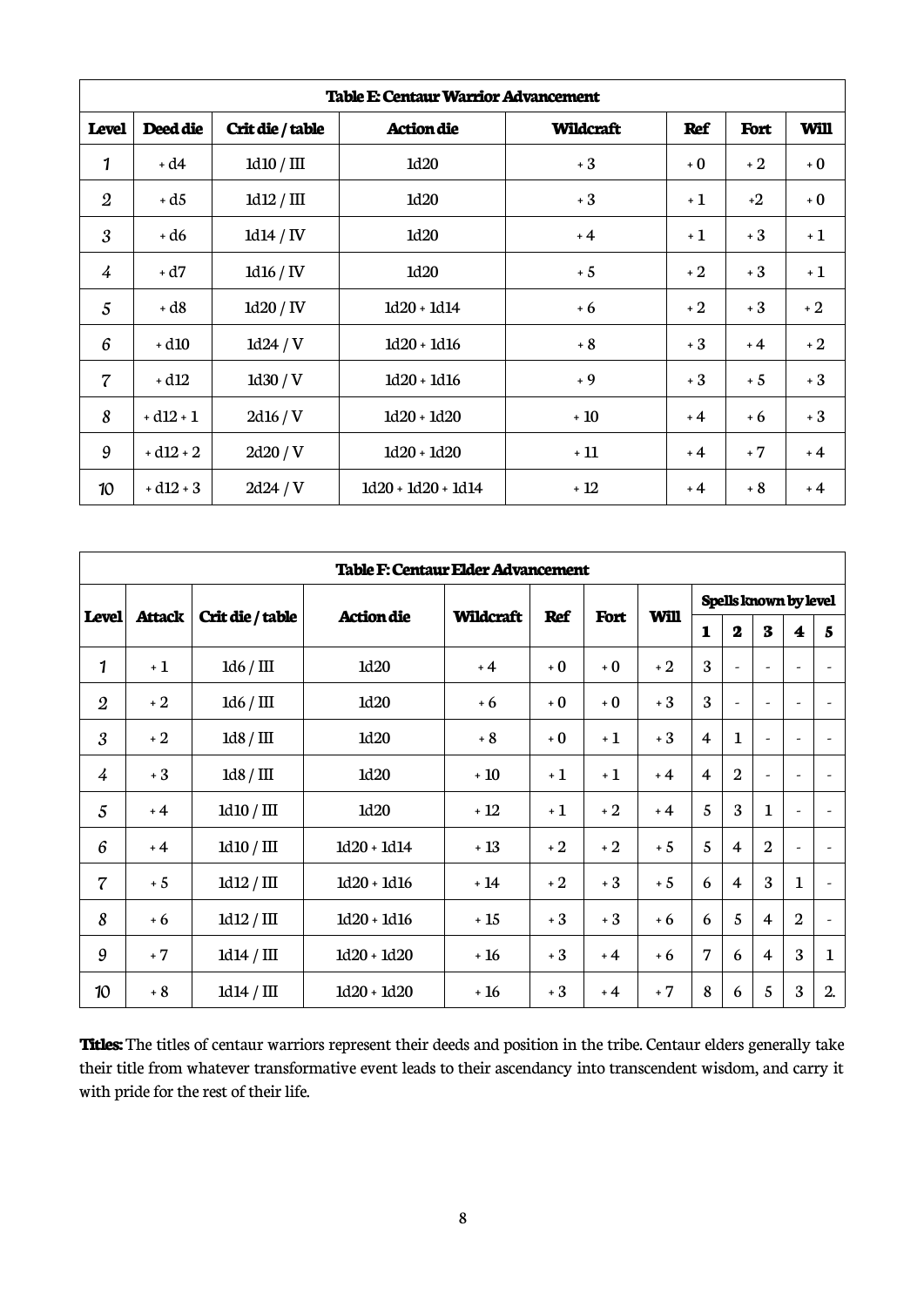| Table E: Centaur Warrior Advancement | | | | | | | |
|---|---|---|---|---|---|---|---|
| **Level** | **Deed die** | **Crit die / table** | **Action die** | **Wildcraft** | **Ref** | **Fort** | **Will** |
| 1 | + d4 | 1d10 / III | 1d20 | + 3 | + 0 | + 2 | + 0 |
| 2 | + d5 | 1d12 / III | 1d20 | + 3 | + 1 | +2 | + 0 |
| 3 | + d6 | 1d14 / IV | 1d20 | + 4 | + 1 | + 3 | + 1 |
| 4 | + d7 | 1d16 / IV | 1d20 | + 5 | + 2 | + 3 | + 1 |
| 5 | + d8 | 1d20 / IV | 1d20 + 1d14 | + 6 | + 2 | + 3 | + 2 |
| 6 | + d10 | 1d24 / V | 1d20 + 1d16 | + 8 | + 3 | + 4 | + 2 |
| 7 | + d12 | 1d30 / V | 1d20 + 1d16 | + 9 | + 3 | + 5 | + 3 |
| 8 | + d12 + 1 | 2d16 / V | 1d20 + 1d20 | + 10 | + 4 | + 6 | + 3 |
| 9 | + d12 + 2 | 2d20 / V | 1d20 + 1d20 | + 11 | + 4 | + 7 | + 4 |
| 10 | + d12 + 3 | 2d24 / V | 1d20 + 1d20 + 1d14 | + 12 | + 4 | + 8 | + 4 |

| Table F: Centaur Elder Advancement | | | | | | | | | | | | |
|---|---|---|---|---|---|---|---|---|---|---|---|---|
| **Level** | **Attack** | **Crit die / table** | **Action die** | **Wildcraft** | **Ref** | **Fort** | **Will** | **Spells known by level** | | | | |
| | | | | | | | | **1** | **2** | **3** | **4** | **5** |
| 1 | + 1 | 1d6 / III | 1d20 | + 4 | + 0 | + 0 | + 2 | 3 | - | - | - | - |
| 2 | + 2 | 1d6 / III | 1d20 | + 6 | + 0 | + 0 | + 3 | 3 | - | - | - | - |
| 3 | + 2 | 1d8 / III | 1d20 | + 8 | + 0 | + 1 | + 3 | 4 | 1 | - | - | - |
| 4 | + 3 | 1d8 / III | 1d20 | + 10 | + 1 | + 1 | + 4 | 4 | 2 | - | - | - |
| 5 | + 4 | 1d10 / III | 1d20 | + 12 | + 1 | + 2 | + 4 | 5 | 3 | 1 | - | - |
| 6 | + 4 | 1d10 / III | 1d20 + 1d14 | + 13 | + 2 | + 2 | + 5 | 5 | 4 | 2 | - | - |
| 7 | + 5 | 1d12 / III | 1d20 + 1d16 | + 14 | + 2 | + 3 | + 5 | 6 | 4 | 3 | 1 | - |
| 8 | + 6 | 1d12 / III | 1d20 + 1d16 | + 15 | + 3 | + 3 | + 6 | 6 | 5 | 4 | 2 | - |
| 9 | + 7 | 1d14 / III | 1d20 + 1d20 | + 16 | + 3 | + 4 | + 6 | 7 | 6 | 4 | 3 | 1 |
| 10 | + 8 | 1d14 / III | 1d20 + 1d20 | + 16 | + 3 | + 4 | + 7 | 8 | 6 | 5 | 3 | 2. |

**Titles:** The titles of centaur warriors represent their deeds and position in the tribe. Centaur elders generally take their title from whatever transformative event leads to their ascendancy into transcendent wisdom, and carry it with pride for the rest of their life.